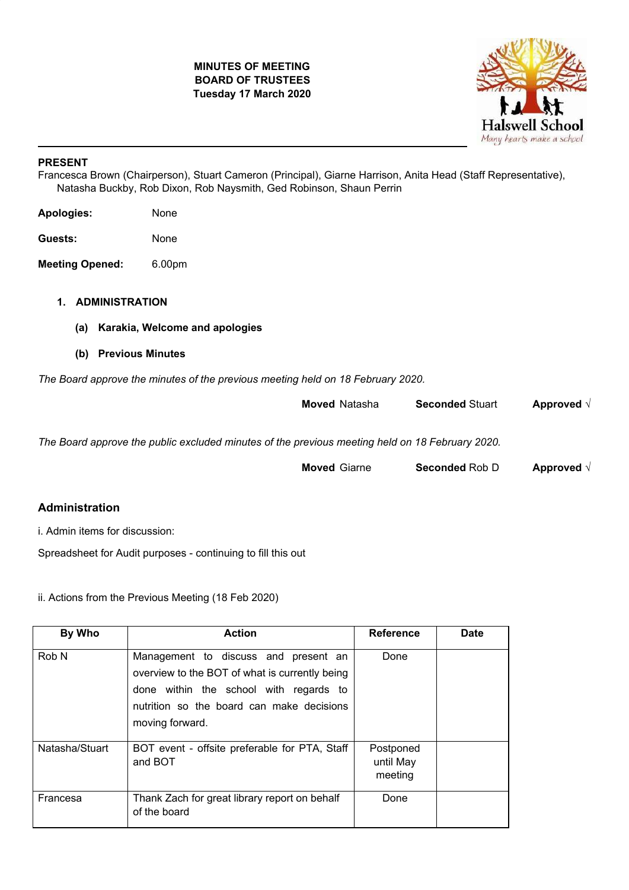**MINUTES OF MEETING**
**BOARD OF TRUSTEES**
**Tuesday 17 March 2020**

Halswell School
*Many hearts make a school*

---

**PRESENT**
Francesca Brown (Chairperson), Stuart Cameron (Principal), Giarne Harrison, Anita Head (Staff Representative), Natasha Buckby, Rob Dixon, Rob Naysmith, Ged Robinson, Shaun Perrin

**Apologies:** None

**Guests:** None

**Meeting Opened:** 6.00pm

1. **ADMINISTRATION**

   **(a) Karakia, Welcome and apologies**

   **(b) Previous Minutes**

*The Board approve the minutes of the previous meeting held on 18 February 2020.*

**Moved** Natasha **Seconded** Stuart **Approved** √

*The Board approve the public excluded minutes of the previous meeting held on 18 February 2020.*

**Moved** Giarne **Seconded** Rob D **Approved** √

## Administration

i. Admin items for discussion:

Spreadsheet for Audit purposes - continuing to fill this out

ii. Actions from the Previous Meeting (18 Feb 2020)

| By Who | Action | Reference | Date |
|---|---|---|---|
| Rob N | Management to discuss and present an overview to the BOT of what is currently being done within the school with regards to nutrition so the board can make decisions moving forward. | Done | |
| Natasha/Stuart | BOT event - offsite preferable for PTA, Staff and BOT | Postponed until May meeting | |
| Francesa | Thank Zach for great library report on behalf of the board | Done | |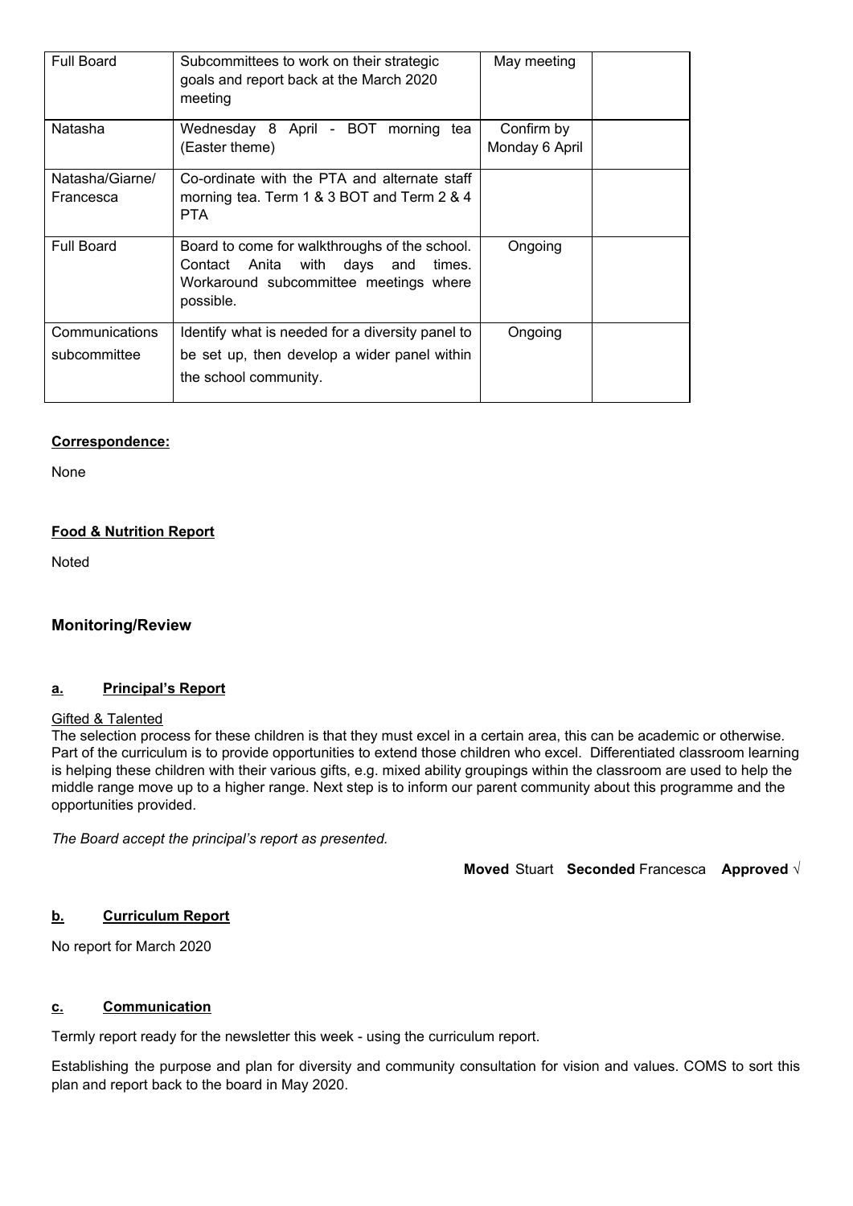| Full Board | Subcommittees to work on their strategic goals and report back at the March 2020 meeting | May meeting | |
|---|---|---|---|
| Natasha | Wednesday 8 April - BOT morning tea (Easter theme) | Confirm by Monday 6 April | |
| Natasha/Giarne/ Francesca | Co-ordinate with the PTA and alternate staff morning tea. Term 1 & 3 BOT and Term 2 & 4 PTA | | |
| Full Board | Board to come for walkthroughs of the school. Contact Anita with days and times. Workaround subcommittee meetings where possible. | Ongoing | |
| Communications subcommittee | Identify what is needed for a diversity panel to be set up, then develop a wider panel within the school community. | Ongoing | |

**Correspondence:**

None

**Food & Nutrition Report**

Noted

## Monitoring/Review

### a. Principal's Report

Gifted & Talented

The selection process for these children is that they must excel in a certain area, this can be academic or otherwise. Part of the curriculum is to provide opportunities to extend those children who excel. Differentiated classroom learning is helping these children with their various gifts, e.g. mixed ability groupings within the classroom are used to help the middle range move up to a higher range. Next step is to inform our parent community about this programme and the opportunities provided.

*The Board accept the principal's report as presented.*

**Moved** Stuart **Seconded** Francesca **Approved** √

### b. Curriculum Report

No report for March 2020

### c. Communication

Termly report ready for the newsletter this week - using the curriculum report.

Establishing the purpose and plan for diversity and community consultation for vision and values. COMS to sort this plan and report back to the board in May 2020.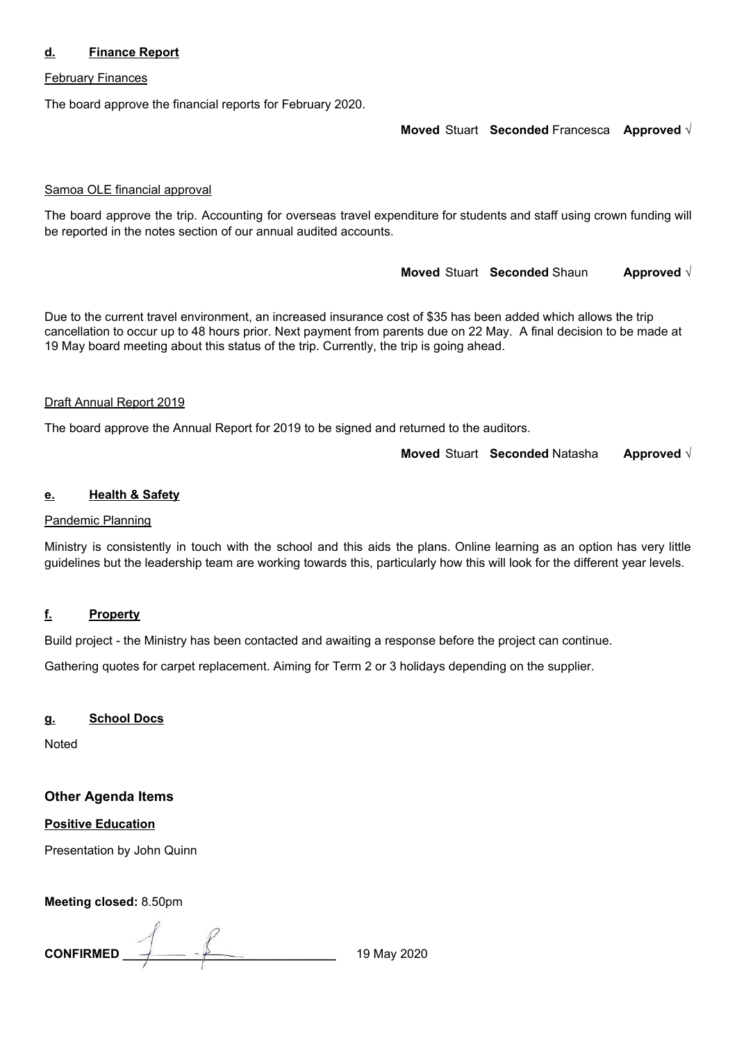**d. Finance Report**

February Finances

The board approve the financial reports for February 2020.

**Moved** Stuart **Seconded** Francesca **Approved** √

Samoa OLE financial approval

The board approve the trip. Accounting for overseas travel expenditure for students and staff using crown funding will be reported in the notes section of our annual audited accounts.

**Moved** Stuart **Seconded** Shaun **Approved** √

Due to the current travel environment, an increased insurance cost of $35 has been added which allows the trip cancellation to occur up to 48 hours prior. Next payment from parents due on 22 May. A final decision to be made at 19 May board meeting about this status of the trip. Currently, the trip is going ahead.

Draft Annual Report 2019

The board approve the Annual Report for 2019 to be signed and returned to the auditors.

**Moved** Stuart **Seconded** Natasha **Approved** √

**e. Health & Safety**

Pandemic Planning

Ministry is consistently in touch with the school and this aids the plans. Online learning as an option has very little guidelines but the leadership team are working towards this, particularly how this will look for the different year levels.

**f. Property**

Build project - the Ministry has been contacted and awaiting a response before the project can continue.

Gathering quotes for carpet replacement. Aiming for Term 2 or 3 holidays depending on the supplier.

**g. School Docs**

Noted

### Other Agenda Items

**Positive Education**

Presentation by John Quinn

**Meeting closed:** 8.50pm

**CONFIRMED** ______________________________ 19 May 2020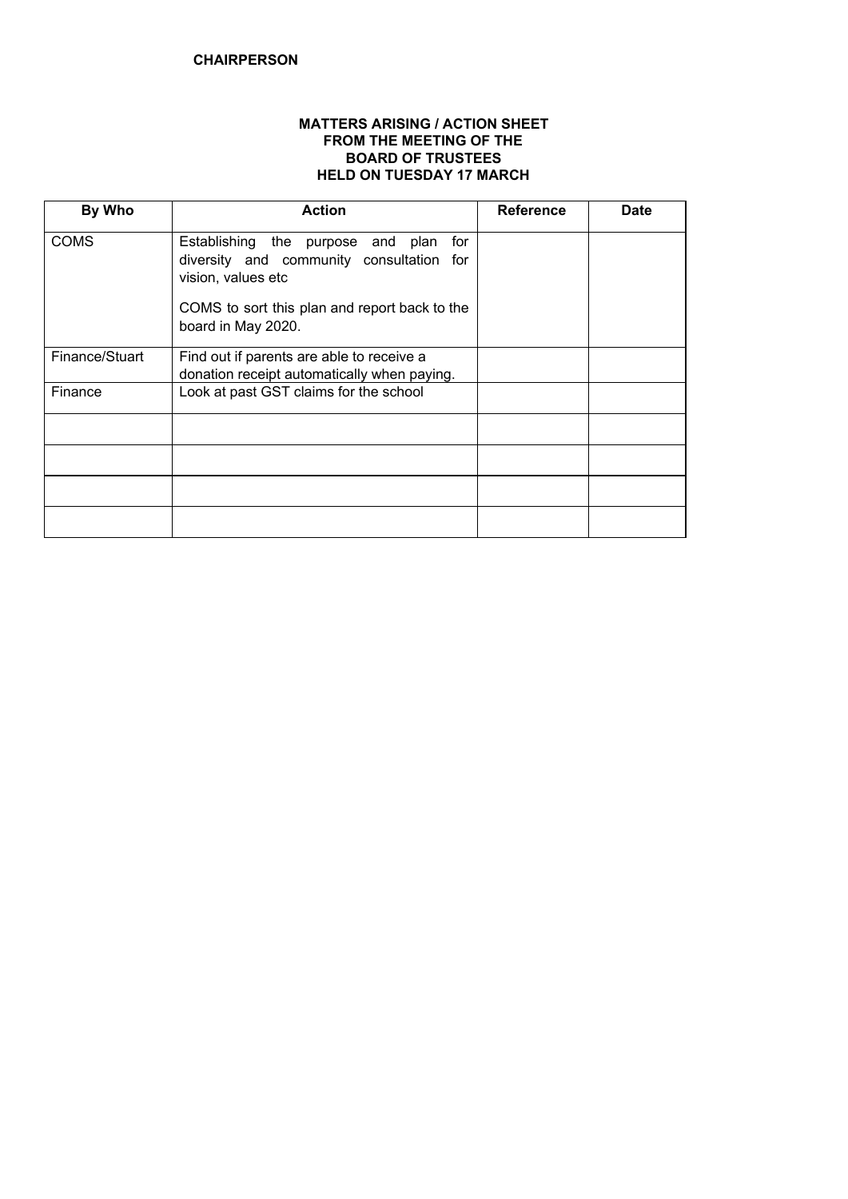**CHAIRPERSON**

**MATTERS ARISING / ACTION SHEET**
**FROM THE MEETING OF THE**
**BOARD OF TRUSTEES**
**HELD ON TUESDAY 17 MARCH**

| By Who | Action | Reference | Date |
|---|---|---|---|
| COMS | Establishing the purpose and plan for diversity and community consultation for vision, values etc<br><br>COMS to sort this plan and report back to the board in May 2020. | | |
| Finance/Stuart | Find out if parents are able to receive a donation receipt automatically when paying. | | |
| Finance | Look at past GST claims for the school | | |
| | | | |
| | | | |
| | | | |
| | | | |